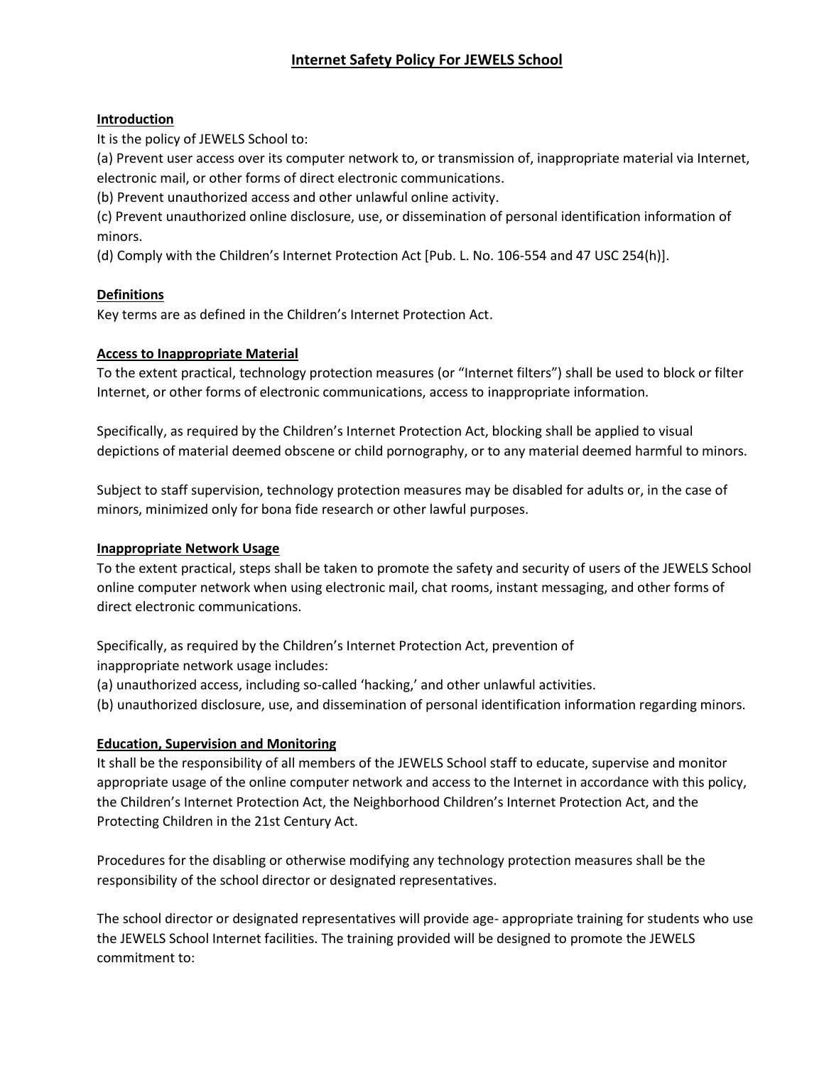# Internet Safety Policy For JEWELS School

## Introduction

It is the policy of JEWELS School to:

(a) Prevent user access over its computer network to, or transmission of, inappropriate material via Internet, electronic mail, or other forms of direct electronic communications.

(b) Prevent unauthorized access and other unlawful online activity.

(c) Prevent unauthorized online disclosure, use, or dissemination of personal identification information of minors.

(d) Comply with the Children's Internet Protection Act [Pub. L. No. 106-554 and 47 USC 254(h)].

## Definitions

Key terms are as defined in the Children's Internet Protection Act.

## Access to Inappropriate Material

To the extent practical, technology protection measures (or "Internet filters") shall be used to block or filter Internet, or other forms of electronic communications, access to inappropriate information.

Specifically, as required by the Children's Internet Protection Act, blocking shall be applied to visual depictions of material deemed obscene or child pornography, or to any material deemed harmful to minors.

Subject to staff supervision, technology protection measures may be disabled for adults or, in the case of minors, minimized only for bona fide research or other lawful purposes.

## Inappropriate Network Usage

To the extent practical, steps shall be taken to promote the safety and security of users of the JEWELS School online computer network when using electronic mail, chat rooms, instant messaging, and other forms of direct electronic communications.

Specifically, as required by the Children's Internet Protection Act, prevention of inappropriate network usage includes:

(a) unauthorized access, including so-called 'hacking,' and other unlawful activities.

(b) unauthorized disclosure, use, and dissemination of personal identification information regarding minors.

## Education, Supervision and Monitoring

It shall be the responsibility of all members of the JEWELS School staff to educate, supervise and monitor appropriate usage of the online computer network and access to the Internet in accordance with this policy, the Children's Internet Protection Act, the Neighborhood Children's Internet Protection Act, and the Protecting Children in the 21st Century Act.

Procedures for the disabling or otherwise modifying any technology protection measures shall be the responsibility of the school director or designated representatives.

The school director or designated representatives will provide age- appropriate training for students who use the JEWELS School Internet facilities. The training provided will be designed to promote the JEWELS commitment to: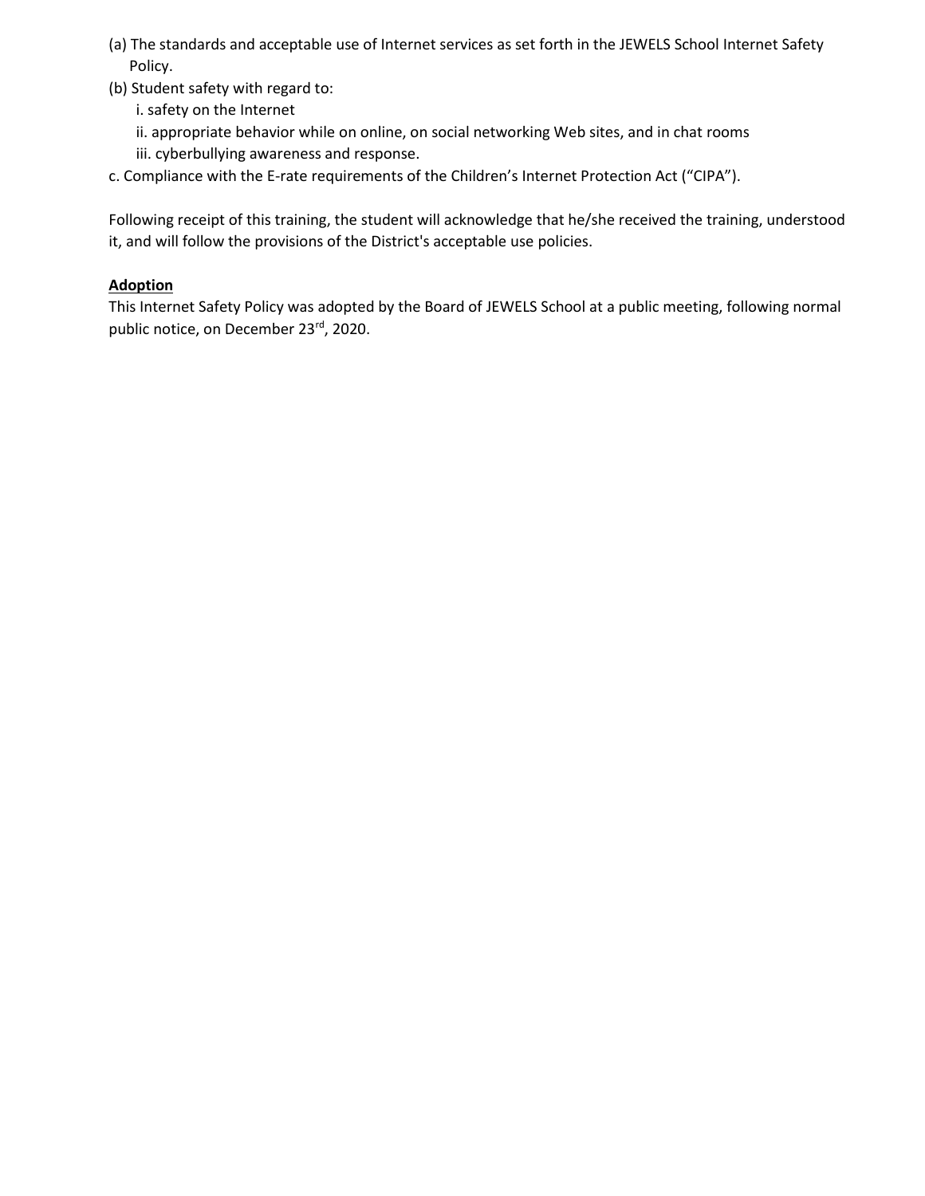(a) The standards and acceptable use of Internet services as set forth in the JEWELS School Internet Safety Policy.

(b) Student safety with regard to:

   i. safety on the Internet

   ii. appropriate behavior while on online, on social networking Web sites, and in chat rooms

   iii. cyberbullying awareness and response.

c. Compliance with the E-rate requirements of the Children's Internet Protection Act ("CIPA").

Following receipt of this training, the student will acknowledge that he/she received the training, understood it, and will follow the provisions of the District's acceptable use policies.

**Adoption**

This Internet Safety Policy was adopted by the Board of JEWELS School at a public meeting, following normal public notice, on December 23rd, 2020.